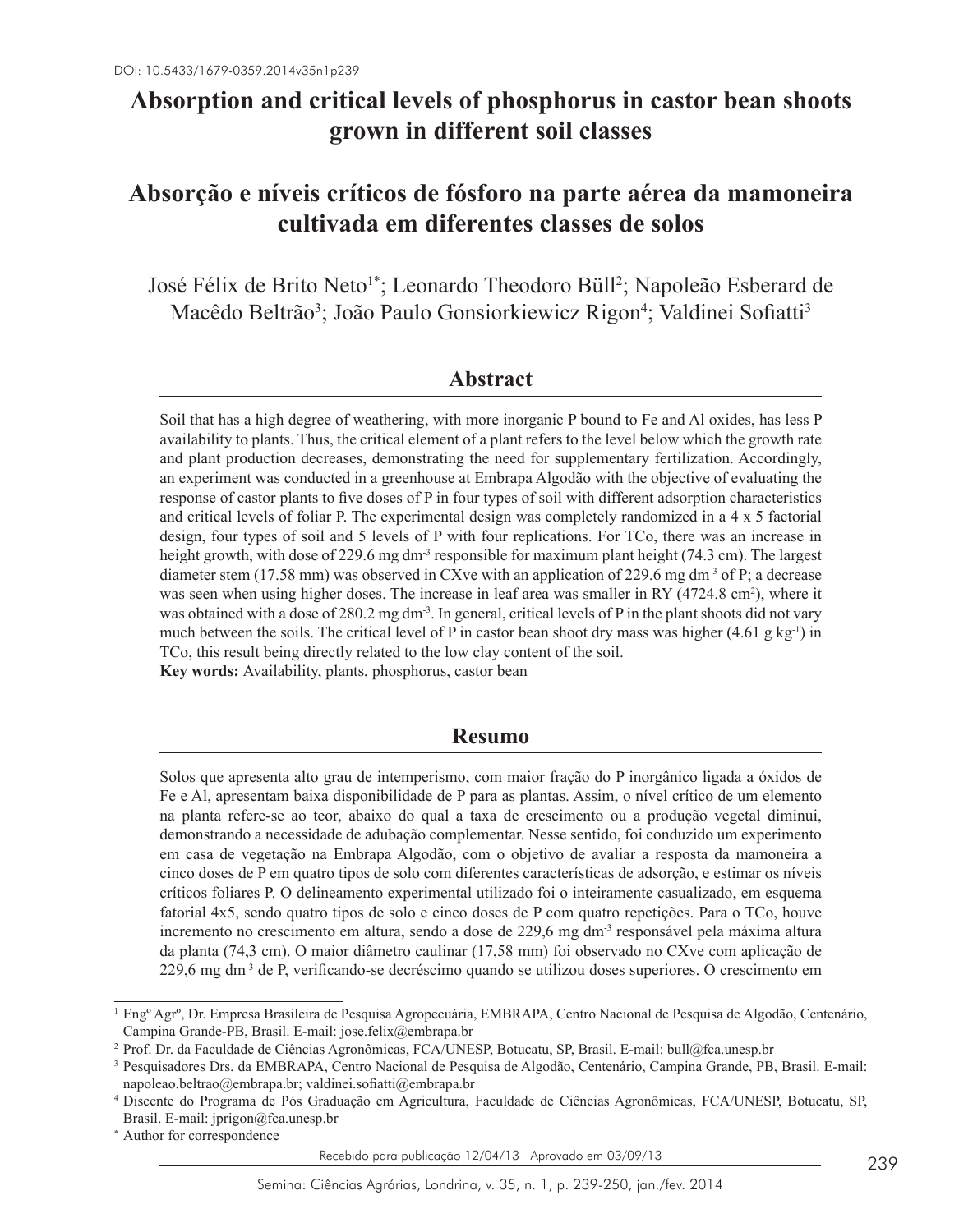DOI: 10.5433/1679-0359.2014v35n1p239

# Absorption and critical levels of phosphorus in castor bean shoots grown in different soil classes

# Absorção e níveis críticos de fósforo na parte aérea da mamoneira cultivada em diferentes classes de solos

José Félix de Brito Neto[1*]; Leonardo Theodoro Büll[2]; Napoleão Esberard de Macêdo Beltrão[3]; João Paulo Gonsiorkiewicz Rigon[4]; Valdinei Sofiatti[3]

## Abstract

Soil that has a high degree of weathering, with more inorganic P bound to Fe and Al oxides, has less P availability to plants. Thus, the critical element of a plant refers to the level below which the growth rate and plant production decreases, demonstrating the need for supplementary fertilization. Accordingly, an experiment was conducted in a greenhouse at Embrapa Algodão with the objective of evaluating the response of castor plants to five doses of P in four types of soil with different adsorption characteristics and critical levels of foliar P. The experimental design was completely randomized in a 4 x 5 factorial design, four types of soil and 5 levels of P with four replications. For TCo, there was an increase in height growth, with dose of 229.6 mg dm$^{-3}$ responsible for maximum plant height (74.3 cm). The largest diameter stem (17.58 mm) was observed in CXve with an application of 229.6 mg dm$^{-3}$ of P; a decrease was seen when using higher doses. The increase in leaf area was smaller in RY (4724.8 cm$^{2}$), where it was obtained with a dose of 280.2 mg dm$^{-3}$. In general, critical levels of P in the plant shoots did not vary much between the soils. The critical level of P in castor bean shoot dry mass was higher (4.61 g kg$^{-1}$) in TCo, this result being directly related to the low clay content of the soil.

**Key words:** Availability, plants, phosphorus, castor bean

## Resumo

Solos que apresenta alto grau de intemperismo, com maior fração do P inorgânico ligada a óxidos de Fe e Al, apresentam baixa disponibilidade de P para as plantas. Assim, o nível crítico de um elemento na planta refere-se ao teor, abaixo do qual a taxa de crescimento ou a produção vegetal diminui, demonstrando a necessidade de adubação complementar. Nesse sentido, foi conduzido um experimento em casa de vegetação na Embrapa Algodão, com o objetivo de avaliar a resposta da mamoneira a cinco doses de P em quatro tipos de solo com diferentes características de adsorção, e estimar os níveis críticos foliares P. O delineamento experimental utilizado foi o inteiramente casualizado, em esquema fatorial 4x5, sendo quatro tipos de solo e cinco doses de P com quatro repetições. Para o TCo, houve incremento no crescimento em altura, sendo a dose de 229,6 mg dm$^{-3}$ responsável pela máxima altura da planta (74,3 cm). O maior diâmetro caulinar (17,58 mm) foi observado no CXve com aplicação de 229,6 mg dm$^{-3}$ de P, verificando-se decréscimo quando se utilizou doses superiores. O crescimento em

---

[1] Engº Agrº, Dr. Empresa Brasileira de Pesquisa Agropecuária, EMBRAPA, Centro Nacional de Pesquisa de Algodão, Centenário, Campina Grande-PB, Brasil. E-mail: jose.felix@embrapa.br

[2] Prof. Dr. da Faculdade de Ciências Agronômicas, FCA/UNESP, Botucatu, SP, Brasil. E-mail: bull@fca.unesp.br

[3] Pesquisadores Drs. da EMBRAPA, Centro Nacional de Pesquisa de Algodão, Centenário, Campina Grande, PB, Brasil. E-mail: napoleao.beltrao@embrapa.br; valdinei.sofiatti@embrapa.br

[4] Discente do Programa de Pós Graduação em Agricultura, Faculdade de Ciências Agronômicas, FCA/UNESP, Botucatu, SP, Brasil. E-mail: jprigon@fca.unesp.br

[*] Author for correspondence

Recebido para publicação 12/04/13 Aprovado em 03/09/13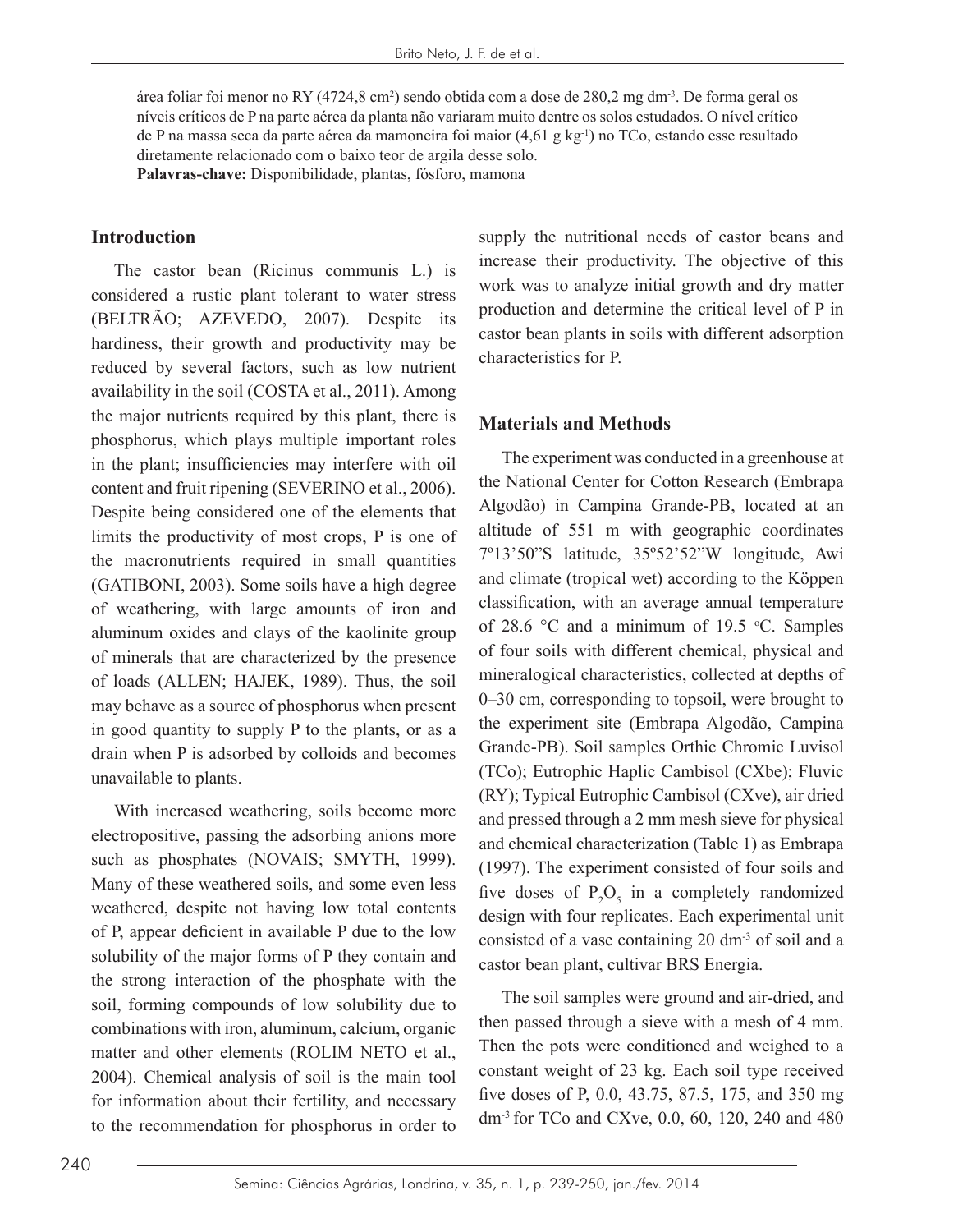área foliar foi menor no RY (4724,8 $cm^2$) sendo obtida com a dose de 280,2 mg $dm^{-3}$. De forma geral os níveis críticos de P na parte aérea da planta não variaram muito dentre os solos estudados. O nível crítico de P na massa seca da parte aérea da mamoneira foi maior (4,61 g $kg^{-1}$) no TCo, estando esse resultado diretamente relacionado com o baixo teor de argila desse solo.

**Palavras-chave:** Disponibilidade, plantas, fósforo, mamona

## Introduction

The castor bean (Ricinus communis L.) is considered a rustic plant tolerant to water stress (BELTRÃO; AZEVEDO, 2007). Despite its hardiness, their growth and productivity may be reduced by several factors, such as low nutrient availability in the soil (COSTA et al., 2011). Among the major nutrients required by this plant, there is phosphorus, which plays multiple important roles in the plant; insufficiencies may interfere with oil content and fruit ripening (SEVERINO et al., 2006). Despite being considered one of the elements that limits the productivity of most crops, P is one of the macronutrients required in small quantities (GATIBONI, 2003). Some soils have a high degree of weathering, with large amounts of iron and aluminum oxides and clays of the kaolinite group of minerals that are characterized by the presence of loads (ALLEN; HAJEK, 1989). Thus, the soil may behave as a source of phosphorus when present in good quantity to supply P to the plants, or as a drain when P is adsorbed by colloids and becomes unavailable to plants.

With increased weathering, soils become more electropositive, passing the adsorbing anions more such as phosphates (NOVAIS; SMYTH, 1999). Many of these weathered soils, and some even less weathered, despite not having low total contents of P, appear deficient in available P due to the low solubility of the major forms of P they contain and the strong interaction of the phosphate with the soil, forming compounds of low solubility due to combinations with iron, aluminum, calcium, organic matter and other elements (ROLIM NETO et al., 2004). Chemical analysis of soil is the main tool for information about their fertility, and necessary to the recommendation for phosphorus in order to supply the nutritional needs of castor beans and increase their productivity. The objective of this work was to analyze initial growth and dry matter production and determine the critical level of P in castor bean plants in soils with different adsorption characteristics for P.

## Materials and Methods

The experiment was conducted in a greenhouse at the National Center for Cotton Research (Embrapa Algodão) in Campina Grande-PB, located at an altitude of 551 m with geographic coordinates 7º13'50"S latitude, 35º52'52"W longitude, Awi and climate (tropical wet) according to the Köppen classification, with an average annual temperature of 28.6 °C and a minimum of 19.5 ºC. Samples of four soils with different chemical, physical and mineralogical characteristics, collected at depths of 0–30 cm, corresponding to topsoil, were brought to the experiment site (Embrapa Algodão, Campina Grande-PB). Soil samples Orthic Chromic Luvisol (TCo); Eutrophic Haplic Cambisol (CXbe); Fluvic (RY); Typical Eutrophic Cambisol (CXve), air dried and pressed through a 2 mm mesh sieve for physical and chemical characterization (Table 1) as Embrapa (1997). The experiment consisted of four soils and five doses of $P_2O_5$ in a completely randomized design with four replicates. Each experimental unit consisted of a vase containing 20 $dm^{-3}$ of soil and a castor bean plant, cultivar BRS Energia.

The soil samples were ground and air-dried, and then passed through a sieve with a mesh of 4 mm. Then the pots were conditioned and weighed to a constant weight of 23 kg. Each soil type received five doses of P, 0.0, 43.75, 87.5, 175, and 350 mg $dm^{-3}$ for TCo and CXve, 0.0, 60, 120, 240 and 480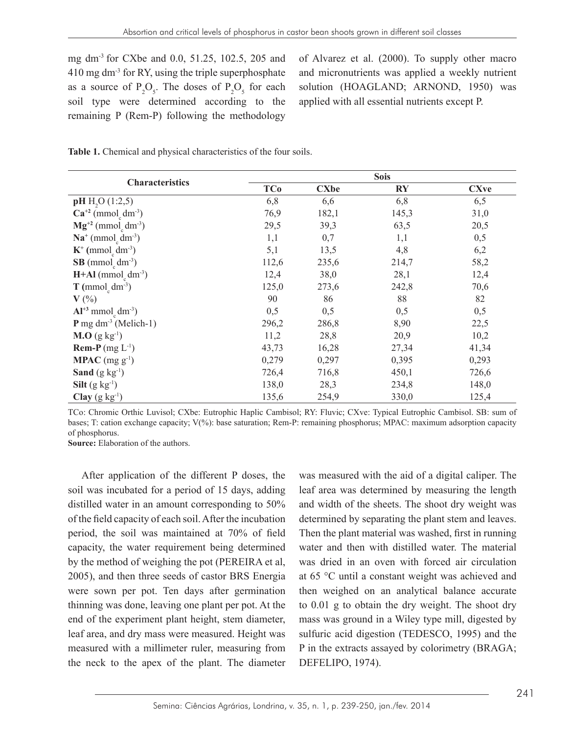mg dm$^{-3}$ for CXbe and 0.0, 51.25, 102.5, 205 and 410 mg dm$^{-3}$ for RY, using the triple superphosphate as a source of $P_2O_5$. The doses of $P_2O_5$ for each soil type were determined according to the remaining P (Rem-P) following the methodology of Alvarez et al. (2000). To supply other macro and micronutrients was applied a weekly nutrient solution (HOAGLAND; ARNOND, 1950) was applied with all essential nutrients except P.

**Table 1.** Chemical and physical characteristics of the four soils.

| Characteristics | Sois | | | |
|---|---|---|---|---|
| | **TCo** | **CXbe** | **RY** | **CXve** |
| **pH** $H_2O$ (1:2,5) | 6,8 | 6,6 | 6,8 | 6,5 |
| **$Ca^{+2}$** (mmol$_c$ dm$^{-3}$) | 76,9 | 182,1 | 145,3 | 31,0 |
| **$Mg^{+2}$** (mmol$_c$ dm$^{-3}$) | 29,5 | 39,3 | 63,5 | 20,5 |
| **$Na^{+}$** (mmol$_c$ dm$^{-3}$) | 1,1 | 0,7 | 1,1 | 0,5 |
| **$K^{+}$** (mmol$_c$ dm$^{-3}$) | 5,1 | 13,5 | 4,8 | 6,2 |
| **SB** (mmol$_c$ dm$^{-3}$) | 112,6 | 235,6 | 214,7 | 58,2 |
| **H+Al** (mmol$_c$ dm$^{-3}$) | 12,4 | 38,0 | 28,1 | 12,4 |
| **T** (mmol$_c$ dm$^{-3}$) | 125,0 | 273,6 | 242,8 | 70,6 |
| **V** (%) | 90 | 86 | 88 | 82 |
| **$Al^{+3}$** mmol$_c$ dm$^{-3}$) | 0,5 | 0,5 | 0,5 | 0,5 |
| **P** mg dm$^{-3}$ (Melich-1) | 296,2 | 286,8 | 8,90 | 22,5 |
| **M.O** (g kg$^{-1}$) | 11,2 | 28,8 | 20,9 | 10,2 |
| **Rem-P** (mg L$^{-1}$) | 43,73 | 16,28 | 27,34 | 41,34 |
| **MPAC** (mg g$^{-1}$) | 0,279 | 0,297 | 0,395 | 0,293 |
| **Sand** (g kg$^{-1}$) | 726,4 | 716,8 | 450,1 | 726,6 |
| **Silt** (g kg$^{-1}$) | 138,0 | 28,3 | 234,8 | 148,0 |
| **Clay** (g kg$^{-1}$) | 135,6 | 254,9 | 330,0 | 125,4 |

TCo: Chromic Orthic Luvisol; CXbe: Eutrophic Haplic Cambisol; RY: Fluvic; CXve: Typical Eutrophic Cambisol. SB: sum of bases; T: cation exchange capacity; V(%): base saturation; Rem-P: remaining phosphorus; MPAC: maximum adsorption capacity of phosphorus.
**Source:** Elaboration of the authors.

After application of the different P doses, the soil was incubated for a period of 15 days, adding distilled water in an amount corresponding to 50% of the field capacity of each soil. After the incubation period, the soil was maintained at 70% of field capacity, the water requirement being determined by the method of weighing the pot (PEREIRA et al, 2005), and then three seeds of castor BRS Energia were sown per pot. Ten days after germination thinning was done, leaving one plant per pot. At the end of the experiment plant height, stem diameter, leaf area, and dry mass were measured. Height was measured with a millimeter ruler, measuring from the neck to the apex of the plant. The diameter was measured with the aid of a digital caliper. The leaf area was determined by measuring the length and width of the sheets. The shoot dry weight was determined by separating the plant stem and leaves. Then the plant material was washed, first in running water and then with distilled water. The material was dried in an oven with forced air circulation at 65 °C until a constant weight was achieved and then weighed on an analytical balance accurate to 0.01 g to obtain the dry weight. The shoot dry mass was ground in a Wiley type mill, digested by sulfuric acid digestion (TEDESCO, 1995) and the P in the extracts assayed by colorimetry (BRAGA; DEFELIPO, 1974).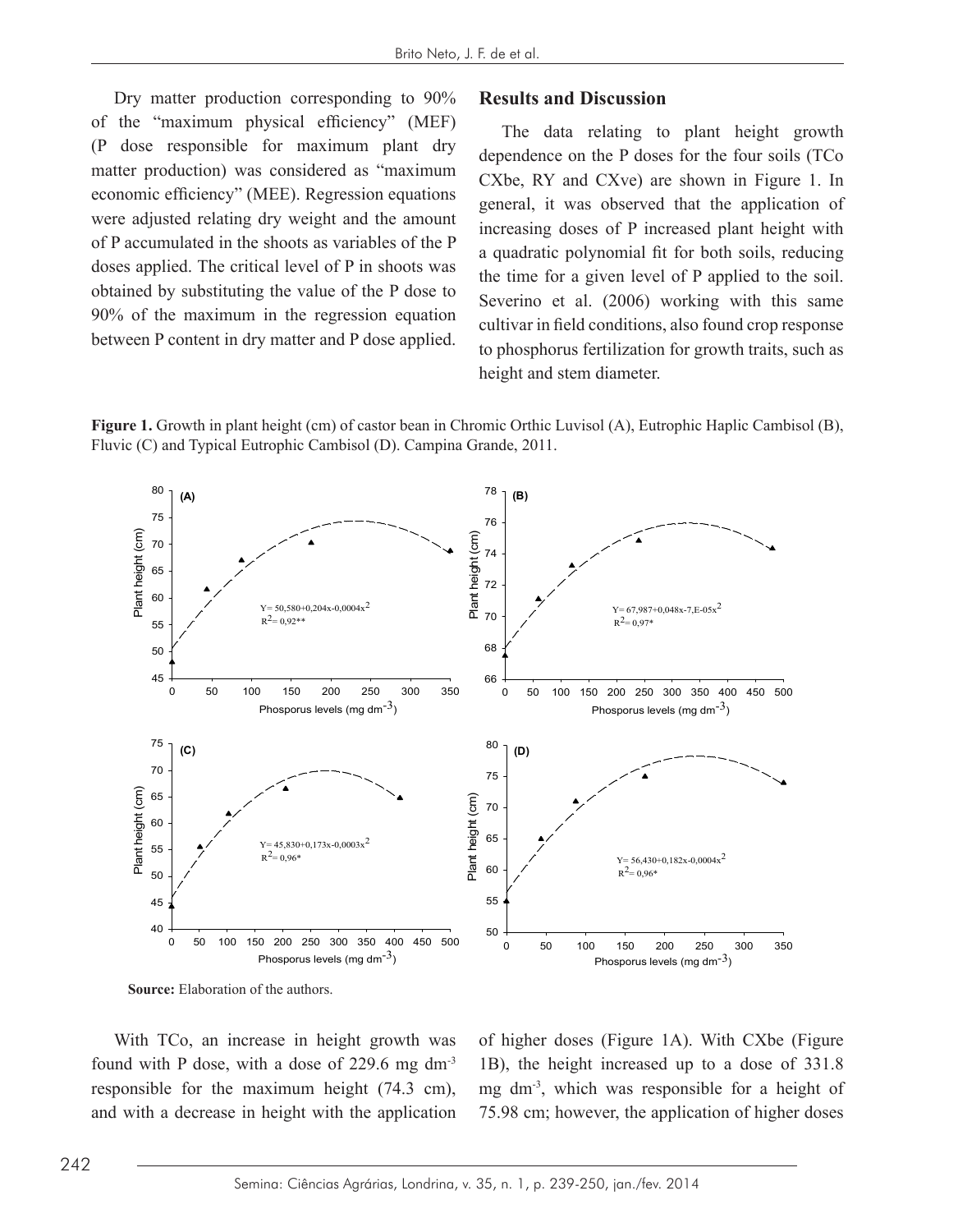Dry matter production corresponding to 90% of the "maximum physical efficiency" (MEF) (P dose responsible for maximum plant dry matter production) was considered as "maximum economic efficiency" (MEE). Regression equations were adjusted relating dry weight and the amount of P accumulated in the shoots as variables of the P doses applied. The critical level of P in shoots was obtained by substituting the value of the P dose to 90% of the maximum in the regression equation between P content in dry matter and P dose applied.

## Results and Discussion

The data relating to plant height growth dependence on the P doses for the four soils (TCo CXbe, RY and CXve) are shown in Figure 1. In general, it was observed that the application of increasing doses of P increased plant height with a quadratic polynomial fit for both soils, reducing the time for a given level of P applied to the soil. Severino et al. (2006) working with this same cultivar in field conditions, also found crop response to phosphorus fertilization for growth traits, such as height and stem diameter.

**Figure 1.** Growth in plant height (cm) of castor bean in Chromic Orthic Luvisol (A), Eutrophic Haplic Cambisol (B), Fluvic (C) and Typical Eutrophic Cambisol (D). Campina Grande, 2011.

(A) $Y = 50{,}580 + 0{,}204x - 0{,}0004x^2$, $R^2 = 0{,}92^{**}$

(B) $Y = 67{,}987 + 0{,}048x - 7{,}E\text{-}05x^2$, $R^2 = 0{,}97^{*}$

(C) $Y = 45{,}830 + 0{,}173x - 0{,}0003x^2$, $R^2 = 0{,}96^{*}$

(D) $Y = 56{,}430 + 0{,}182x - 0{,}0004x^2$, $R^2 = 0{,}96^{*}$

**Source:** Elaboration of the authors.

With TCo, an increase in height growth was found with P dose, with a dose of 229.6 mg dm$^{-3}$ responsible for the maximum height (74.3 cm), and with a decrease in height with the application of higher doses (Figure 1A). With CXbe (Figure 1B), the height increased up to a dose of 331.8 mg dm$^{-3}$, which was responsible for a height of 75.98 cm; however, the application of higher doses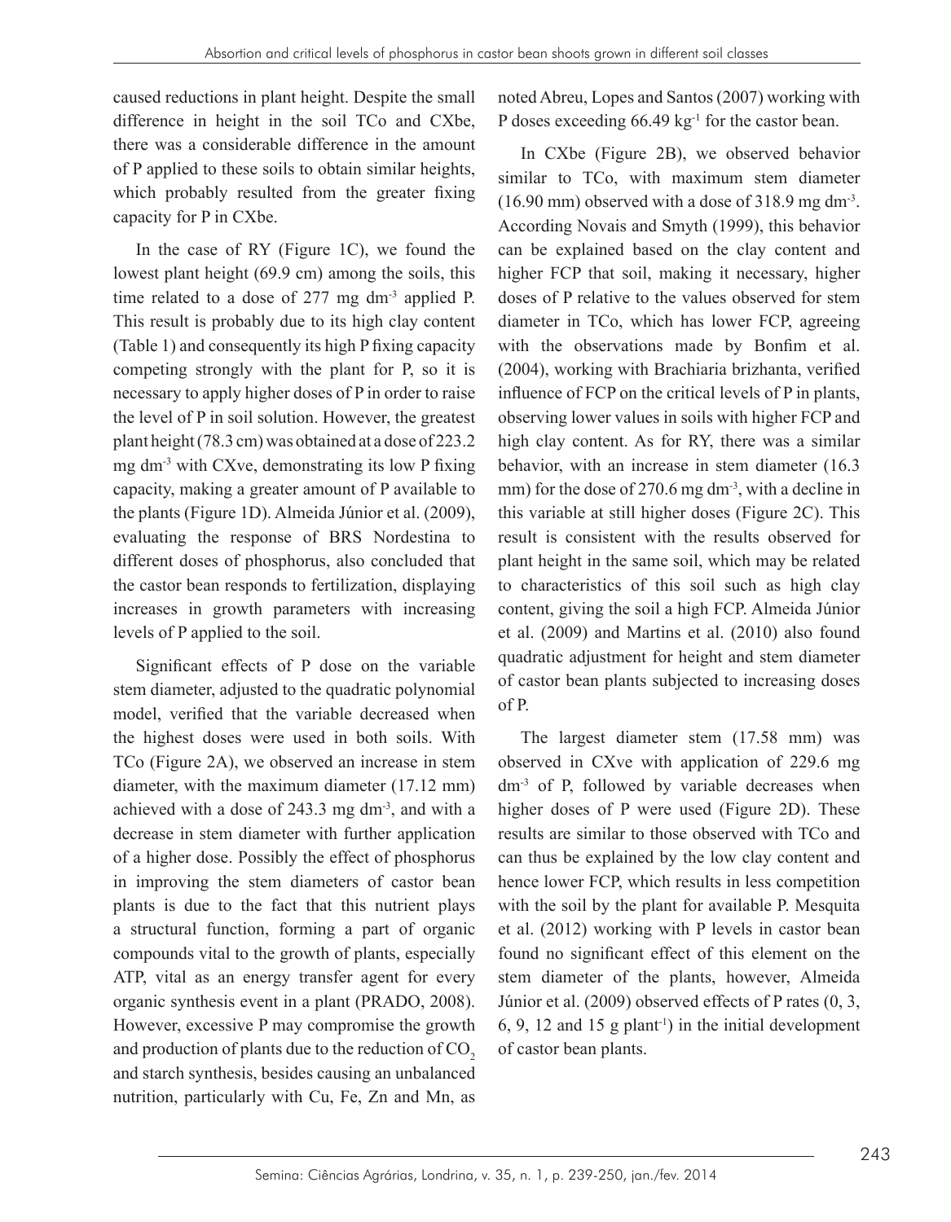caused reductions in plant height. Despite the small difference in height in the soil TCo and CXbe, there was a considerable difference in the amount of P applied to these soils to obtain similar heights, which probably resulted from the greater fixing capacity for P in CXbe.

In the case of RY (Figure 1C), we found the lowest plant height (69.9 cm) among the soils, this time related to a dose of 277 mg dm$^{-3}$ applied P. This result is probably due to its high clay content (Table 1) and consequently its high P fixing capacity competing strongly with the plant for P, so it is necessary to apply higher doses of P in order to raise the level of P in soil solution. However, the greatest plant height (78.3 cm) was obtained at a dose of 223.2 mg dm$^{-3}$ with CXve, demonstrating its low P fixing capacity, making a greater amount of P available to the plants (Figure 1D). Almeida Júnior et al. (2009), evaluating the response of BRS Nordestina to different doses of phosphorus, also concluded that the castor bean responds to fertilization, displaying increases in growth parameters with increasing levels of P applied to the soil.

Significant effects of P dose on the variable stem diameter, adjusted to the quadratic polynomial model, verified that the variable decreased when the highest doses were used in both soils. With TCo (Figure 2A), we observed an increase in stem diameter, with the maximum diameter (17.12 mm) achieved with a dose of 243.3 mg dm$^{-3}$, and with a decrease in stem diameter with further application of a higher dose. Possibly the effect of phosphorus in improving the stem diameters of castor bean plants is due to the fact that this nutrient plays a structural function, forming a part of organic compounds vital to the growth of plants, especially ATP, vital as an energy transfer agent for every organic synthesis event in a plant (PRADO, 2008). However, excessive P may compromise the growth and production of plants due to the reduction of $CO_2$ and starch synthesis, besides causing an unbalanced nutrition, particularly with Cu, Fe, Zn and Mn, as noted Abreu, Lopes and Santos (2007) working with P doses exceeding 66.49 kg$^{-1}$ for the castor bean.

In CXbe (Figure 2B), we observed behavior similar to TCo, with maximum stem diameter (16.90 mm) observed with a dose of 318.9 mg dm$^{-3}$. According Novais and Smyth (1999), this behavior can be explained based on the clay content and higher FCP that soil, making it necessary, higher doses of P relative to the values observed for stem diameter in TCo, which has lower FCP, agreeing with the observations made by Bonfim et al. (2004), working with Brachiaria brizhanta, verified influence of FCP on the critical levels of P in plants, observing lower values in soils with higher FCP and high clay content. As for RY, there was a similar behavior, with an increase in stem diameter (16.3 mm) for the dose of 270.6 mg dm$^{-3}$, with a decline in this variable at still higher doses (Figure 2C). This result is consistent with the results observed for plant height in the same soil, which may be related to characteristics of this soil such as high clay content, giving the soil a high FCP. Almeida Júnior et al. (2009) and Martins et al. (2010) also found quadratic adjustment for height and stem diameter of castor bean plants subjected to increasing doses of P.

The largest diameter stem (17.58 mm) was observed in CXve with application of 229.6 mg dm$^{-3}$ of P, followed by variable decreases when higher doses of P were used (Figure 2D). These results are similar to those observed with TCo and can thus be explained by the low clay content and hence lower FCP, which results in less competition with the soil by the plant for available P. Mesquita et al. (2012) working with P levels in castor bean found no significant effect of this element on the stem diameter of the plants, however, Almeida Júnior et al. (2009) observed effects of P rates (0, 3, 6, 9, 12 and 15 g plant$^{-1}$) in the initial development of castor bean plants.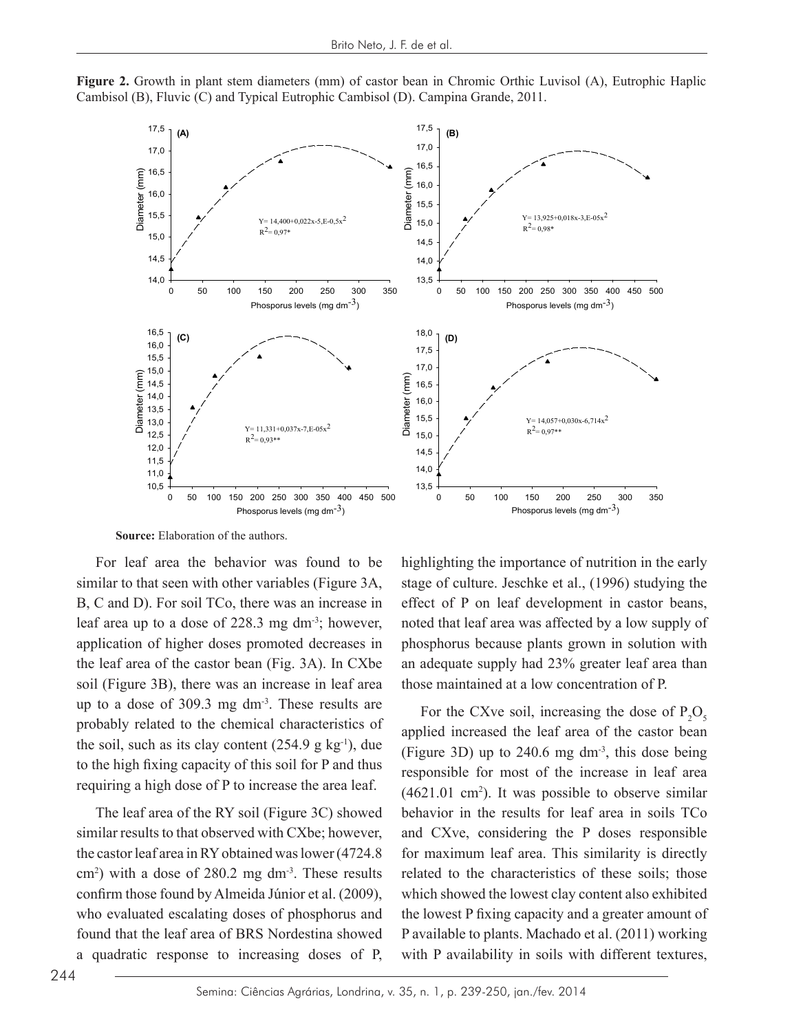**Figure 2.** Growth in plant stem diameters (mm) of castor bean in Chromic Orthic Luvisol (A), Eutrophic Haplic Cambisol (B), Fluvic (C) and Typical Eutrophic Cambisol (D). Campina Grande, 2011.

**Source:** Elaboration of the authors.

For leaf area the behavior was found to be similar to that seen with other variables (Figure 3A, B, C and D). For soil TCo, there was an increase in leaf area up to a dose of 228.3 mg dm$^{-3}$; however, application of higher doses promoted decreases in the leaf area of the castor bean (Fig. 3A). In CXbe soil (Figure 3B), there was an increase in leaf area up to a dose of 309.3 mg dm$^{-3}$. These results are probably related to the chemical characteristics of the soil, such as its clay content (254.9 g kg$^{-1}$), due to the high fixing capacity of this soil for P and thus requiring a high dose of P to increase the area leaf.

The leaf area of the RY soil (Figure 3C) showed similar results to that observed with CXbe; however, the castor leaf area in RY obtained was lower (4724.8 cm$^2$) with a dose of 280.2 mg dm$^{-3}$. These results confirm those found by Almeida Júnior et al. (2009), who evaluated escalating doses of phosphorus and found that the leaf area of BRS Nordestina showed a quadratic response to increasing doses of P, highlighting the importance of nutrition in the early stage of culture. Jeschke et al., (1996) studying the effect of P on leaf development in castor beans, noted that leaf area was affected by a low supply of phosphorus because plants grown in solution with an adequate supply had 23% greater leaf area than those maintained at a low concentration of P.

For the CXve soil, increasing the dose of $P_2O_5$ applied increased the leaf area of the castor bean (Figure 3D) up to 240.6 mg dm$^{-3}$, this dose being responsible for most of the increase in leaf area (4621.01 cm$^2$). It was possible to observe similar behavior in the results for leaf area in soils TCo and CXve, considering the P doses responsible for maximum leaf area. This similarity is directly related to the characteristics of these soils; those which showed the lowest clay content also exhibited the lowest P fixing capacity and a greater amount of P available to plants. Machado et al. (2011) working with P availability in soils with different textures,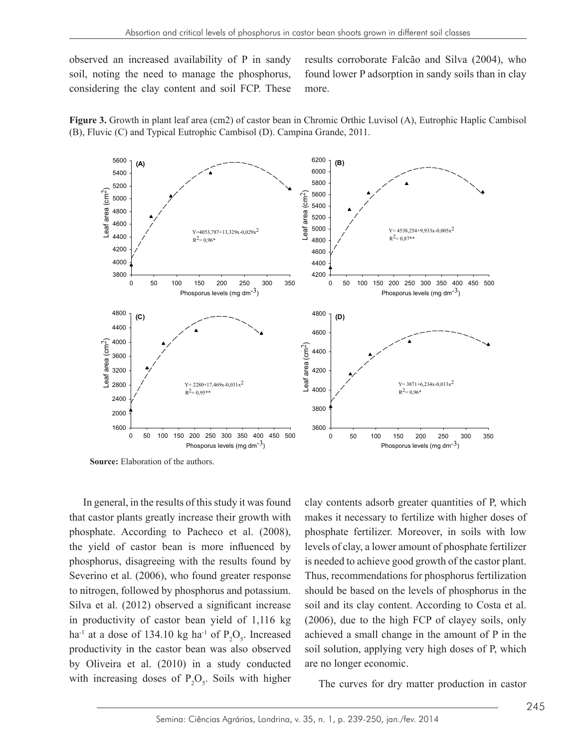observed an increased availability of P in sandy soil, noting the need to manage the phosphorus, considering the clay content and soil FCP. These results corroborate Falcão and Silva (2004), who found lower P adsorption in sandy soils than in clay more.

**Figure 3.** Growth in plant leaf area (cm2) of castor bean in Chromic Orthic Luvisol (A), Eutrophic Haplic Cambisol (B), Fluvic (C) and Typical Eutrophic Cambisol (D). Campina Grande, 2011.

**Source:** Elaboration of the authors.

In general, in the results of this study it was found that castor plants greatly increase their growth with phosphate. According to Pacheco et al. (2008), the yield of castor bean is more influenced by phosphorus, disagreeing with the results found by Severino et al. (2006), who found greater response to nitrogen, followed by phosphorus and potassium. Silva et al. (2012) observed a significant increase in productivity of castor bean yield of 1,116 kg $ha^{-1}$ at a dose of 134.10 kg $ha^{-1}$ of $P_2O_5$. Increased productivity in the castor bean was also observed by Oliveira et al. (2010) in a study conducted with increasing doses of $P_2O_5$. Soils with higher clay contents adsorb greater quantities of P, which makes it necessary to fertilize with higher doses of phosphate fertilizer. Moreover, in soils with low levels of clay, a lower amount of phosphate fertilizer is needed to achieve good growth of the castor plant. Thus, recommendations for phosphorus fertilization should be based on the levels of phosphorus in the soil and its clay content. According to Costa et al. (2006), due to the high FCP of clayey soils, only achieved a small change in the amount of P in the soil solution, applying very high doses of P, which are no longer economic.

The curves for dry matter production in castor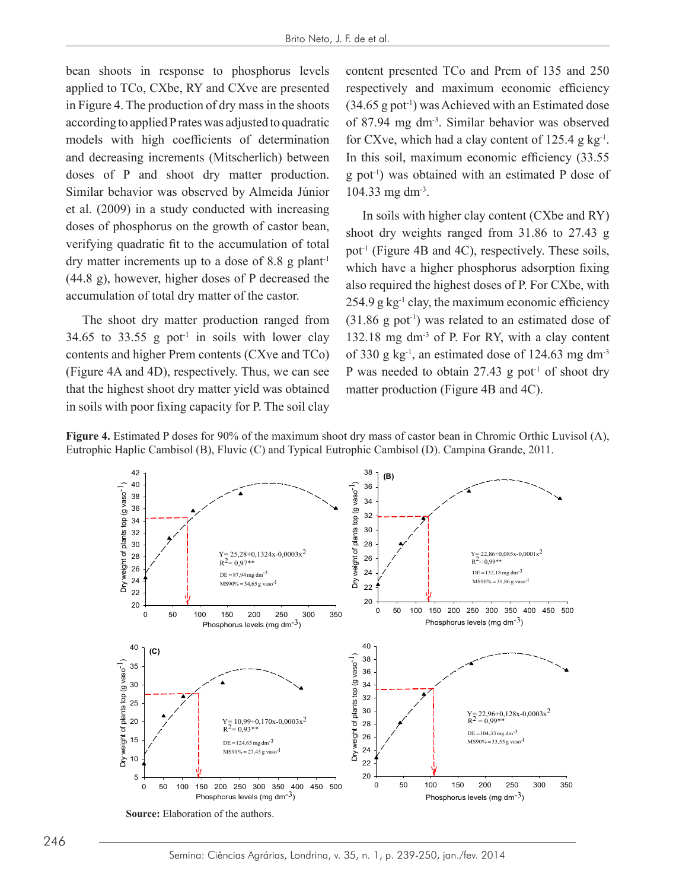bean shoots in response to phosphorus levels applied to TCo, CXbe, RY and CXve are presented in Figure 4. The production of dry mass in the shoots according to applied P rates was adjusted to quadratic models with high coefficients of determination and decreasing increments (Mitscherlich) between doses of P and shoot dry matter production. Similar behavior was observed by Almeida Júnior et al. (2009) in a study conducted with increasing doses of phosphorus on the growth of castor bean, verifying quadratic fit to the accumulation of total dry matter increments up to a dose of 8.8 g plant$^{-1}$ (44.8 g), however, higher doses of P decreased the accumulation of total dry matter of the castor.

The shoot dry matter production ranged from 34.65 to 33.55 g pot$^{-1}$ in soils with lower clay contents and higher Prem contents (CXve and TCo) (Figure 4A and 4D), respectively. Thus, we can see that the highest shoot dry matter yield was obtained in soils with poor fixing capacity for P. The soil clay content presented TCo and Prem of 135 and 250 respectively and maximum economic efficiency (34.65 g pot$^{-1}$) was Achieved with an Estimated dose of 87.94 mg dm$^{-3}$. Similar behavior was observed for CXve, which had a clay content of 125.4 g kg$^{-1}$. In this soil, maximum economic efficiency (33.55 g pot$^{-1}$) was obtained with an estimated P dose of 104.33 mg dm$^{-3}$.

In soils with higher clay content (CXbe and RY) shoot dry weights ranged from 31.86 to 27.43 g pot$^{-1}$ (Figure 4B and 4C), respectively. These soils, which have a higher phosphorus adsorption fixing also required the highest doses of P. For CXbe, with 254.9 g kg$^{-1}$ clay, the maximum economic efficiency (31.86 g pot$^{-1}$) was related to an estimated dose of 132.18 mg dm$^{-3}$ of P. For RY, with a clay content of 330 g kg$^{-1}$, an estimated dose of 124.63 mg dm$^{-3}$ P was needed to obtain 27.43 g pot$^{-1}$ of shoot dry matter production (Figure 4B and 4C).

**Figure 4.** Estimated P doses for 90% of the maximum shoot dry mass of castor bean in Chromic Orthic Luvisol (A), Eutrophic Haplic Cambisol (B), Fluvic (C) and Typical Eutrophic Cambisol (D). Campina Grande, 2011.

(A) $Y = 25{,}28 + 0{,}1324x - 0{,}0003x^2$, $R^2 = 0{,}97^{**}$; DE = 87,94 mg dm$^{-3}$; MS90% = 34,65 g vaso$^{-1}$

(B) $Y = 22{,}86 + 0{,}085x - 0{,}0001x^2$, $R^2 = 0{,}99^{**}$; DE = 132,18 mg dm$^{-3}$; MS90% = 31,86 g vaso$^{-1}$

(C) $Y = 10{,}99 + 0{,}170x - 0{,}0003x^2$, $R^2 = 0{,}93^{**}$; DE = 124,63 mg dm$^{-3}$; MS90% = 27,43 g vaso$^{-1}$

(D) $Y = 22{,}96 + 0{,}128x - 0{,}0003x^2$, $R^2 = 0{,}99^{**}$; DE = 104,33 mg dm$^{-3}$; MS90% = 33,55 g vaso$^{-1}$

Axes: Dry weight of plants top (g vaso$^{-1}$) vs. Phosphorus levels (mg dm$^{-3}$)

**Source:** Elaboration of the authors.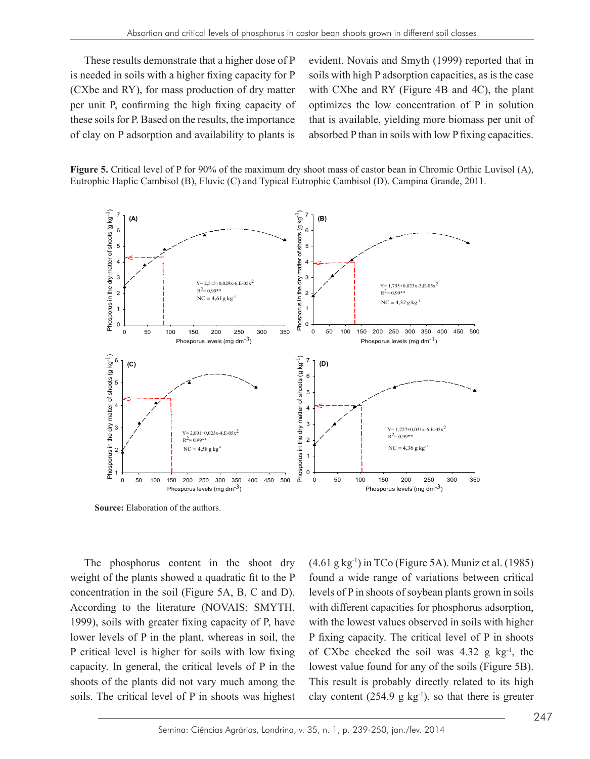These results demonstrate that a higher dose of P is needed in soils with a higher fixing capacity for P (CXbe and RY), for mass production of dry matter per unit P, confirming the high fixing capacity of these soils for P. Based on the results, the importance of clay on P adsorption and availability to plants is evident. Novais and Smyth (1999) reported that in soils with high P adsorption capacities, as is the case with CXbe and RY (Figure 4B and 4C), the plant optimizes the low concentration of P in solution that is available, yielding more biomass per unit of absorbed P than in soils with low P fixing capacities.

**Figure 5.** Critical level of P for 90% of the maximum dry shoot mass of castor bean in Chromic Orthic Luvisol (A), Eutrophic Haplic Cambisol (B), Fluvic (C) and Typical Eutrophic Cambisol (D). Campina Grande, 2011.

**Source:** Elaboration of the authors.

The phosphorus content in the shoot dry weight of the plants showed a quadratic fit to the P concentration in the soil (Figure 5A, B, C and D). According to the literature (NOVAIS; SMYTH, 1999), soils with greater fixing capacity of P, have lower levels of P in the plant, whereas in soil, the P critical level is higher for soils with low fixing capacity. In general, the critical levels of P in the shoots of the plants did not vary much among the soils. The critical level of P in shoots was highest (4.61 g kg$^{-1}$) in TCo (Figure 5A). Muniz et al. (1985) found a wide range of variations between critical levels of P in shoots of soybean plants grown in soils with different capacities for phosphorus adsorption, with the lowest values observed in soils with higher P fixing capacity. The critical level of P in shoots of CXbe checked the soil was 4.32 g kg$^{-1}$, the lowest value found for any of the soils (Figure 5B). This result is probably directly related to its high clay content (254.9 g kg$^{-1}$), so that there is greater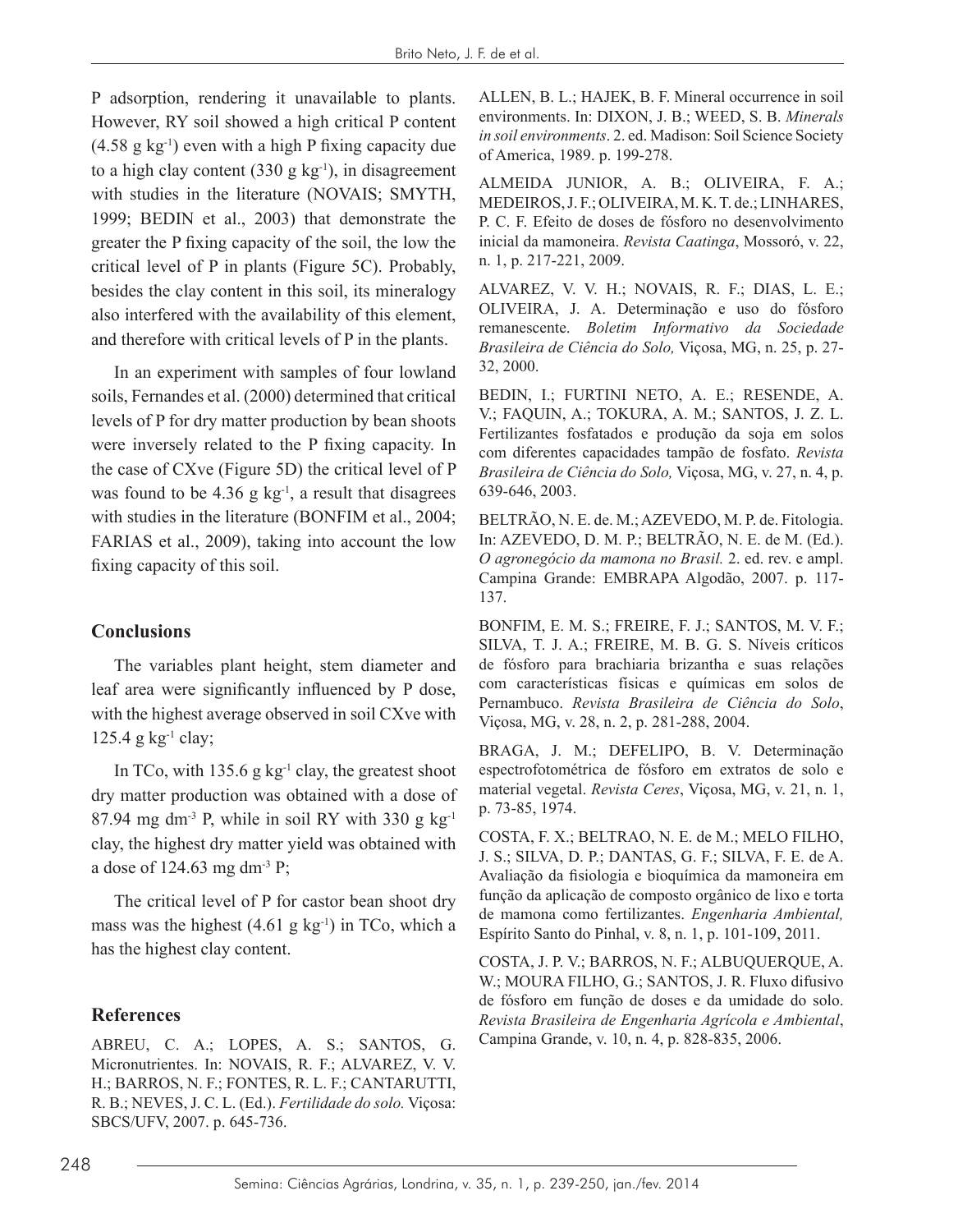P adsorption, rendering it unavailable to plants. However, RY soil showed a high critical P content (4.58 g $kg^{-1}$) even with a high P fixing capacity due to a high clay content (330 g $kg^{-1}$), in disagreement with studies in the literature (NOVAIS; SMYTH, 1999; BEDIN et al., 2003) that demonstrate the greater the P fixing capacity of the soil, the low the critical level of P in plants (Figure 5C). Probably, besides the clay content in this soil, its mineralogy also interfered with the availability of this element, and therefore with critical levels of P in the plants.

In an experiment with samples of four lowland soils, Fernandes et al. (2000) determined that critical levels of P for dry matter production by bean shoots were inversely related to the P fixing capacity. In the case of CXve (Figure 5D) the critical level of P was found to be 4.36 g $kg^{-1}$, a result that disagrees with studies in the literature (BONFIM et al., 2004; FARIAS et al., 2009), taking into account the low fixing capacity of this soil.

## Conclusions

The variables plant height, stem diameter and leaf area were significantly influenced by P dose, with the highest average observed in soil CXve with 125.4 g $kg^{-1}$ clay;

In TCo, with 135.6 g $kg^{-1}$ clay, the greatest shoot dry matter production was obtained with a dose of 87.94 mg $dm^{-3}$ P, while in soil RY with 330 g $kg^{-1}$ clay, the highest dry matter yield was obtained with a dose of 124.63 mg $dm^{-3}$ P;

The critical level of P for castor bean shoot dry mass was the highest (4.61 g $kg^{-1}$) in TCo, which a has the highest clay content.

## References

ABREU, C. A.; LOPES, A. S.; SANTOS, G. Micronutrientes. In: NOVAIS, R. F.; ALVAREZ, V. V. H.; BARROS, N. F.; FONTES, R. L. F.; CANTARUTTI, R. B.; NEVES, J. C. L. (Ed.). *Fertilidade do solo.* Viçosa: SBCS/UFV, 2007. p. 645-736.

ALLEN, B. L.; HAJEK, B. F. Mineral occurrence in soil environments. In: DIXON, J. B.; WEED, S. B. *Minerals in soil environments*. 2. ed. Madison: Soil Science Society of America, 1989. p. 199-278.

ALMEIDA JUNIOR, A. B.; OLIVEIRA, F. A.; MEDEIROS, J. F.; OLIVEIRA, M. K. T. de.; LINHARES, P. C. F. Efeito de doses de fósforo no desenvolvimento inicial da mamoneira. *Revista Caatinga*, Mossoró, v. 22, n. 1, p. 217-221, 2009.

ALVAREZ, V. V. H.; NOVAIS, R. F.; DIAS, L. E.; OLIVEIRA, J. A. Determinação e uso do fósforo remanescente. *Boletim Informativo da Sociedade Brasileira de Ciência do Solo,* Viçosa, MG, n. 25, p. 27-32, 2000.

BEDIN, I.; FURTINI NETO, A. E.; RESENDE, A. V.; FAQUIN, A.; TOKURA, A. M.; SANTOS, J. Z. L. Fertilizantes fosfatados e produção da soja em solos com diferentes capacidades tampão de fosfato. *Revista Brasileira de Ciência do Solo,* Viçosa, MG, v. 27, n. 4, p. 639-646, 2003.

BELTRÃO, N. E. de. M.; AZEVEDO, M. P. de. Fitologia. In: AZEVEDO, D. M. P.; BELTRÃO, N. E. de M. (Ed.). *O agronegócio da mamona no Brasil.* 2. ed. rev. e ampl. Campina Grande: EMBRAPA Algodão, 2007. p. 117-137.

BONFIM, E. M. S.; FREIRE, F. J.; SANTOS, M. V. F.; SILVA, T. J. A.; FREIRE, M. B. G. S. Níveis críticos de fósforo para brachiaria brizantha e suas relações com características físicas e químicas em solos de Pernambuco. *Revista Brasileira de Ciência do Solo*, Viçosa, MG, v. 28, n. 2, p. 281-288, 2004.

BRAGA, J. M.; DEFELIPO, B. V. Determinação espectrofotométrica de fósforo em extratos de solo e material vegetal. *Revista Ceres*, Viçosa, MG, v. 21, n. 1, p. 73-85, 1974.

COSTA, F. X.; BELTRAO, N. E. de M.; MELO FILHO, J. S.; SILVA, D. P.; DANTAS, G. F.; SILVA, F. E. de A. Avaliação da fisiologia e bioquímica da mamoneira em função da aplicação de composto orgânico de lixo e torta de mamona como fertilizantes. *Engenharia Ambiental,* Espírito Santo do Pinhal, v. 8, n. 1, p. 101-109, 2011.

COSTA, J. P. V.; BARROS, N. F.; ALBUQUERQUE, A. W.; MOURA FILHO, G.; SANTOS, J. R. Fluxo difusivo de fósforo em função de doses e da umidade do solo. *Revista Brasileira de Engenharia Agrícola e Ambiental*, Campina Grande, v. 10, n. 4, p. 828-835, 2006.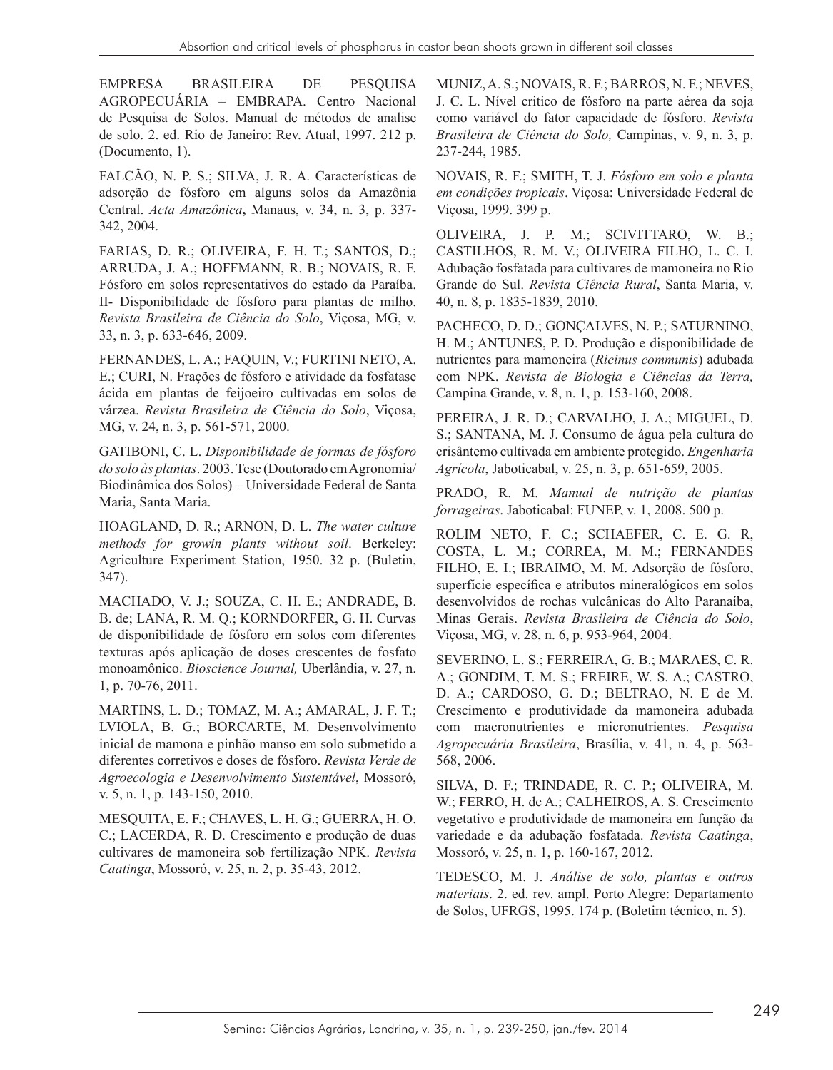EMPRESA BRASILEIRA DE PESQUISA AGROPECUÁRIA – EMBRAPA. Centro Nacional de Pesquisa de Solos. Manual de métodos de analise de solo. 2. ed. Rio de Janeiro: Rev. Atual, 1997. 212 p. (Documento, 1).

FALCÃO, N. P. S.; SILVA, J. R. A. Características de adsorção de fósforo em alguns solos da Amazônia Central. *Acta Amazônica*, Manaus, v. 34, n. 3, p. 337-342, 2004.

FARIAS, D. R.; OLIVEIRA, F. H. T.; SANTOS, D.; ARRUDA, J. A.; HOFFMANN, R. B.; NOVAIS, R. F. Fósforo em solos representativos do estado da Paraíba. II- Disponibilidade de fósforo para plantas de milho. *Revista Brasileira de Ciência do Solo*, Viçosa, MG, v. 33, n. 3, p. 633-646, 2009.

FERNANDES, L. A.; FAQUIN, V.; FURTINI NETO, A. E.; CURI, N. Frações de fósforo e atividade da fosfatase ácida em plantas de feijoeiro cultivadas em solos de várzea. *Revista Brasileira de Ciência do Solo*, Viçosa, MG, v. 24, n. 3, p. 561-571, 2000.

GATIBONI, C. L. *Disponibilidade de formas de fósforo do solo às plantas*. 2003. Tese (Doutorado em Agronomia/ Biodinâmica dos Solos) – Universidade Federal de Santa Maria, Santa Maria.

HOAGLAND, D. R.; ARNON, D. L. *The water culture methods for growin plants without soil*. Berkeley: Agriculture Experiment Station, 1950. 32 p. (Buletin, 347).

MACHADO, V. J.; SOUZA, C. H. E.; ANDRADE, B. B. de; LANA, R. M. Q.; KORNDORFER, G. H. Curvas de disponibilidade de fósforo em solos com diferentes texturas após aplicação de doses crescentes de fosfato monoamônico. *Bioscience Journal,* Uberlândia, v. 27, n. 1, p. 70-76, 2011.

MARTINS, L. D.; TOMAZ, M. A.; AMARAL, J. F. T.; LVIOLA, B. G.; BORCARTE, M. Desenvolvimento inicial de mamona e pinhão manso em solo submetido a diferentes corretivos e doses de fósforo. *Revista Verde de Agroecologia e Desenvolvimento Sustentável*, Mossoró, v. 5, n. 1, p. 143-150, 2010.

MESQUITA, E. F.; CHAVES, L. H. G.; GUERRA, H. O. C.; LACERDA, R. D. Crescimento e produção de duas cultivares de mamoneira sob fertilização NPK. *Revista Caatinga*, Mossoró, v. 25, n. 2, p. 35-43, 2012.

MUNIZ, A. S.; NOVAIS, R. F.; BARROS, N. F.; NEVES, J. C. L. Nível critico de fósforo na parte aérea da soja como variável do fator capacidade de fósforo. *Revista Brasileira de Ciência do Solo,* Campinas, v. 9, n. 3, p. 237-244, 1985.

NOVAIS, R. F.; SMITH, T. J. *Fósforo em solo e planta em condições tropicais*. Viçosa: Universidade Federal de Viçosa, 1999. 399 p.

OLIVEIRA, J. P. M.; SCIVITTARO, W. B.; CASTILHOS, R. M. V.; OLIVEIRA FILHO, L. C. I. Adubação fosfatada para cultivares de mamoneira no Rio Grande do Sul. *Revista Ciência Rural*, Santa Maria, v. 40, n. 8, p. 1835-1839, 2010.

PACHECO, D. D.; GONÇALVES, N. P.; SATURNINO, H. M.; ANTUNES, P. D. Produção e disponibilidade de nutrientes para mamoneira (*Ricinus communis*) adubada com NPK. *Revista de Biologia e Ciências da Terra,* Campina Grande, v. 8, n. 1, p. 153-160, 2008.

PEREIRA, J. R. D.; CARVALHO, J. A.; MIGUEL, D. S.; SANTANA, M. J. Consumo de água pela cultura do crisântemo cultivada em ambiente protegido. *Engenharia Agrícola*, Jaboticabal, v. 25, n. 3, p. 651-659, 2005.

PRADO, R. M. *Manual de nutrição de plantas forrageiras*. Jaboticabal: FUNEP, v. 1, 2008. 500 p.

ROLIM NETO, F. C.; SCHAEFER, C. E. G. R, COSTA, L. M.; CORREA, M. M.; FERNANDES FILHO, E. I.; IBRAIMO, M. M. Adsorção de fósforo, superfície específica e atributos mineralógicos em solos desenvolvidos de rochas vulcânicas do Alto Paranaíba, Minas Gerais. *Revista Brasileira de Ciência do Solo*, Viçosa, MG, v. 28, n. 6, p. 953-964, 2004.

SEVERINO, L. S.; FERREIRA, G. B.; MARAES, C. R. A.; GONDIM, T. M. S.; FREIRE, W. S. A.; CASTRO, D. A.; CARDOSO, G. D.; BELTRAO, N. E de M. Crescimento e produtividade da mamoneira adubada com macronutrientes e micronutrientes. *Pesquisa Agropecuária Brasileira*, Brasília, v. 41, n. 4, p. 563-568, 2006.

SILVA, D. F.; TRINDADE, R. C. P.; OLIVEIRA, M. W.; FERRO, H. de A.; CALHEIROS, A. S. Crescimento vegetativo e produtividade de mamoneira em função da variedade e da adubação fosfatada. *Revista Caatinga*, Mossoró, v. 25, n. 1, p. 160-167, 2012.

TEDESCO, M. J. *Análise de solo, plantas e outros materiais*. 2. ed. rev. ampl. Porto Alegre: Departamento de Solos, UFRGS, 1995. 174 p. (Boletim técnico, n. 5).